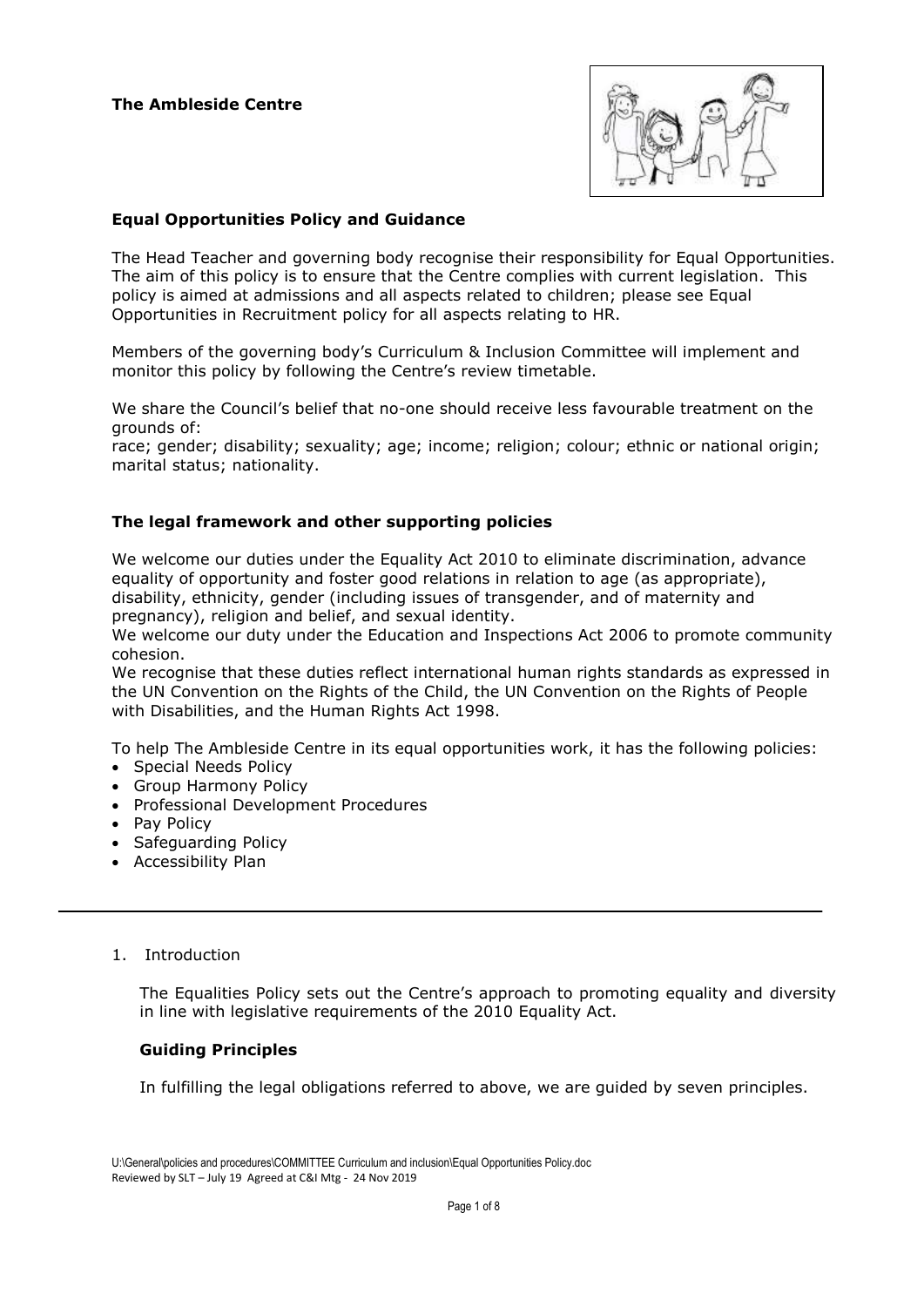**The Ambleside Centre**

## Equal Opportunities Policy and Guidance

The Head Teacher and governing body recognise their responsibility for Equal Opportunities. The aim of this policy is to ensure that the Centre complies with current legislation. This policy is aimed at admissions and all aspects related to children; please see Equal Opportunities in Recruitment policy for all aspects relating to HR.

Members of the governing body's Curriculum & Inclusion Committee will implement and monitor this policy by following the Centre's review timetable.

We share the Council's belief that no-one should receive less favourable treatment on the grounds of:
race; gender; disability; sexuality; age; income; religion; colour; ethnic or national origin; marital status; nationality.

## The legal framework and other supporting policies

We welcome our duties under the Equality Act 2010 to eliminate discrimination, advance equality of opportunity and foster good relations in relation to age (as appropriate), disability, ethnicity, gender (including issues of transgender, and of maternity and pregnancy), religion and belief, and sexual identity.
We welcome our duty under the Education and Inspections Act 2006 to promote community cohesion.
We recognise that these duties reflect international human rights standards as expressed in the UN Convention on the Rights of the Child, the UN Convention on the Rights of People with Disabilities, and the Human Rights Act 1998.

To help The Ambleside Centre in its equal opportunities work, it has the following policies:

- Special Needs Policy
- Group Harmony Policy
- Professional Development Procedures
- Pay Policy
- Safeguarding Policy
- Accessibility Plan

---

1. Introduction

The Equalities Policy sets out the Centre's approach to promoting equality and diversity in line with legislative requirements of the 2010 Equality Act.

### Guiding Principles

In fulfilling the legal obligations referred to above, we are guided by seven principles.

U:\General\policies and procedures\COMMITTEE Curriculum and inclusion\Equal Opportunities Policy.doc
Reviewed by SLT – July 19 Agreed at C&I Mtg - 24 Nov 2019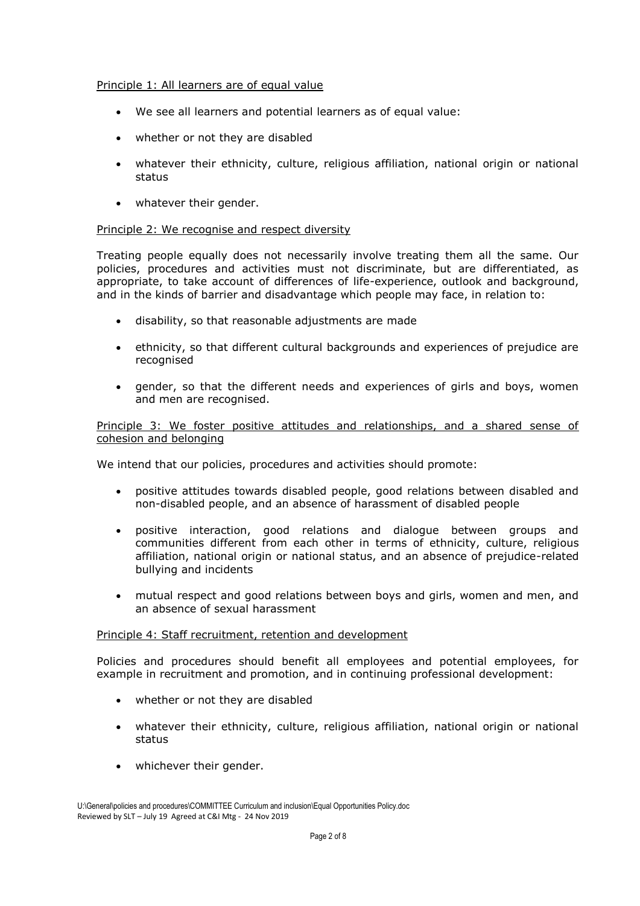Principle 1: All learners are of equal value

- We see all learners and potential learners as of equal value:
- whether or not they are disabled
- whatever their ethnicity, culture, religious affiliation, national origin or national status
- whatever their gender.

Principle 2: We recognise and respect diversity

Treating people equally does not necessarily involve treating them all the same. Our policies, procedures and activities must not discriminate, but are differentiated, as appropriate, to take account of differences of life-experience, outlook and background, and in the kinds of barrier and disadvantage which people may face, in relation to:

- disability, so that reasonable adjustments are made
- ethnicity, so that different cultural backgrounds and experiences of prejudice are recognised
- gender, so that the different needs and experiences of girls and boys, women and men are recognised.

Principle 3: We foster positive attitudes and relationships, and a shared sense of cohesion and belonging

We intend that our policies, procedures and activities should promote:

- positive attitudes towards disabled people, good relations between disabled and non-disabled people, and an absence of harassment of disabled people
- positive interaction, good relations and dialogue between groups and communities different from each other in terms of ethnicity, culture, religious affiliation, national origin or national status, and an absence of prejudice-related bullying and incidents
- mutual respect and good relations between boys and girls, women and men, and an absence of sexual harassment

Principle 4: Staff recruitment, retention and development

Policies and procedures should benefit all employees and potential employees, for example in recruitment and promotion, and in continuing professional development:

- whether or not they are disabled
- whatever their ethnicity, culture, religious affiliation, national origin or national status
- whichever their gender.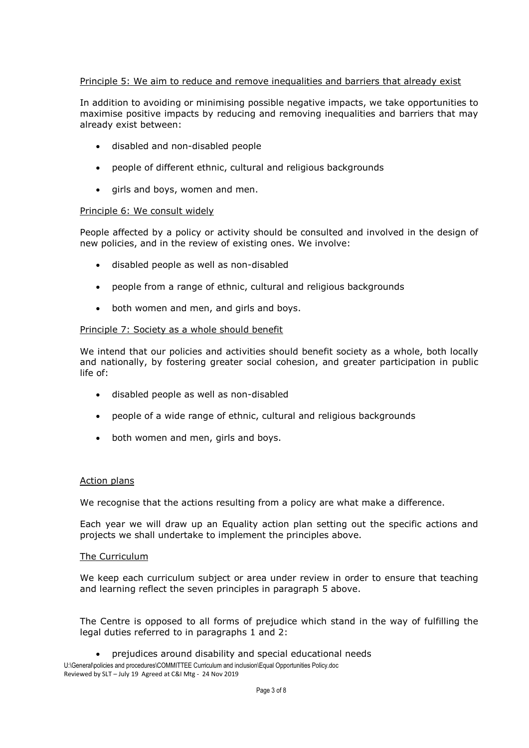Principle 5: We aim to reduce and remove inequalities and barriers that already exist

In addition to avoiding or minimising possible negative impacts, we take opportunities to maximise positive impacts by reducing and removing inequalities and barriers that may already exist between:

- disabled and non-disabled people
- people of different ethnic, cultural and religious backgrounds
- girls and boys, women and men.

Principle 6: We consult widely

People affected by a policy or activity should be consulted and involved in the design of new policies, and in the review of existing ones. We involve:

- disabled people as well as non-disabled
- people from a range of ethnic, cultural and religious backgrounds
- both women and men, and girls and boys.

Principle 7: Society as a whole should benefit

We intend that our policies and activities should benefit society as a whole, both locally and nationally, by fostering greater social cohesion, and greater participation in public life of:

- disabled people as well as non-disabled
- people of a wide range of ethnic, cultural and religious backgrounds
- both women and men, girls and boys.

Action plans

We recognise that the actions resulting from a policy are what make a difference.

Each year we will draw up an Equality action plan setting out the specific actions and projects we shall undertake to implement the principles above.

The Curriculum

We keep each curriculum subject or area under review in order to ensure that teaching and learning reflect the seven principles in paragraph 5 above.

The Centre is opposed to all forms of prejudice which stand in the way of fulfilling the legal duties referred to in paragraphs 1 and 2:

- prejudices around disability and special educational needs

U:\General\policies and procedures\COMMITTEE Curriculum and inclusion\Equal Opportunities Policy.doc
Reviewed by SLT – July 19 Agreed at C&I Mtg - 24 Nov 2019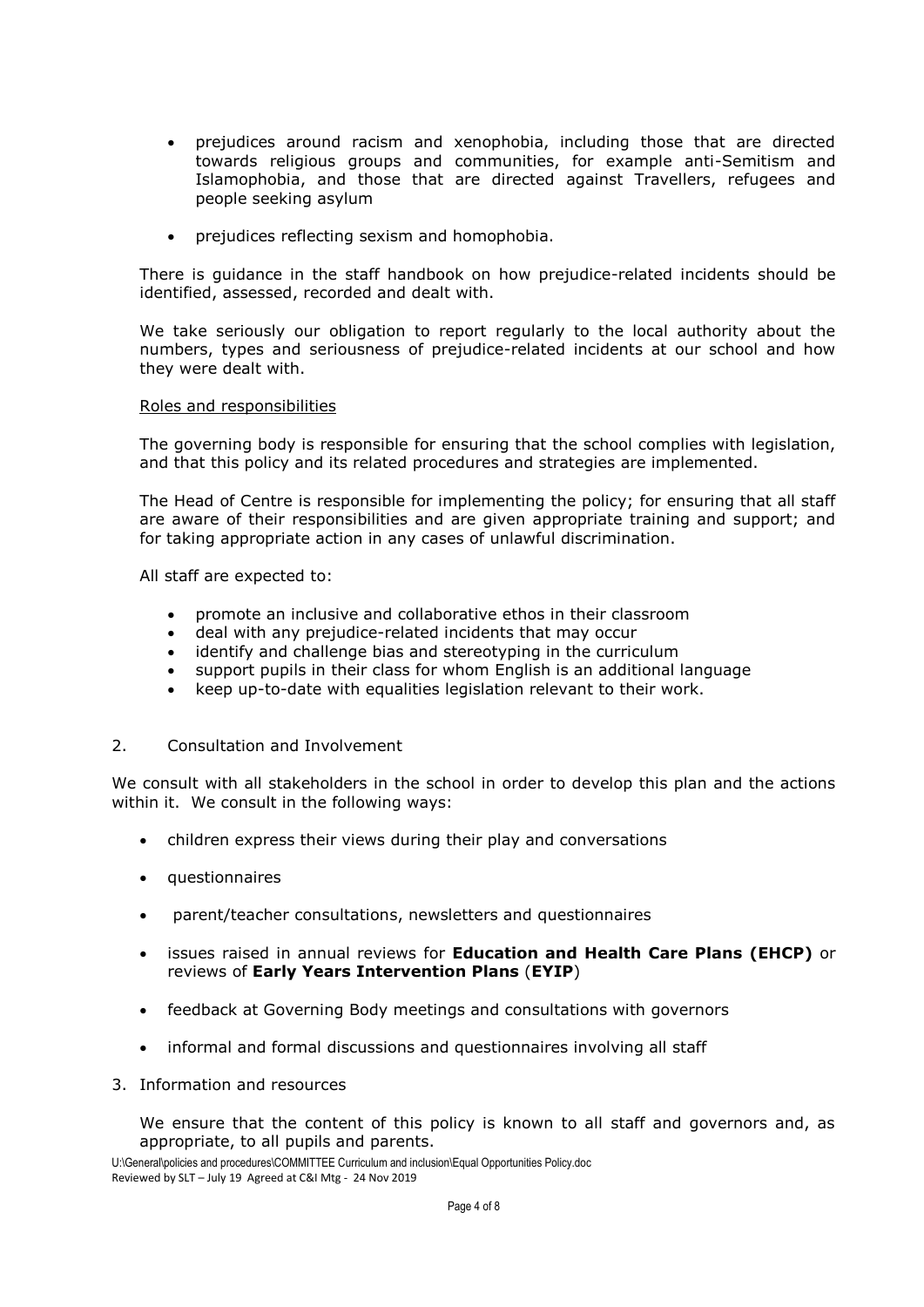- prejudices around racism and xenophobia, including those that are directed towards religious groups and communities, for example anti-Semitism and Islamophobia, and those that are directed against Travellers, refugees and people seeking asylum

- prejudices reflecting sexism and homophobia.

There is guidance in the staff handbook on how prejudice-related incidents should be identified, assessed, recorded and dealt with.

We take seriously our obligation to report regularly to the local authority about the numbers, types and seriousness of prejudice-related incidents at our school and how they were dealt with.

<u>Roles and responsibilities</u>

The governing body is responsible for ensuring that the school complies with legislation, and that this policy and its related procedures and strategies are implemented.

The Head of Centre is responsible for implementing the policy; for ensuring that all staff are aware of their responsibilities and are given appropriate training and support; and for taking appropriate action in any cases of unlawful discrimination.

All staff are expected to:

- promote an inclusive and collaborative ethos in their classroom
- deal with any prejudice-related incidents that may occur
- identify and challenge bias and stereotyping in the curriculum
- support pupils in their class for whom English is an additional language
- keep up-to-date with equalities legislation relevant to their work.

## 2. Consultation and Involvement

We consult with all stakeholders in the school in order to develop this plan and the actions within it. We consult in the following ways:

- children express their views during their play and conversations

- questionnaires

- parent/teacher consultations, newsletters and questionnaires

- issues raised in annual reviews for **Education and Health Care Plans (EHCP)** or reviews of **Early Years Intervention Plans** (**EYIP**)

- feedback at Governing Body meetings and consultations with governors

- informal and formal discussions and questionnaires involving all staff

## 3. Information and resources

We ensure that the content of this policy is known to all staff and governors and, as appropriate, to all pupils and parents.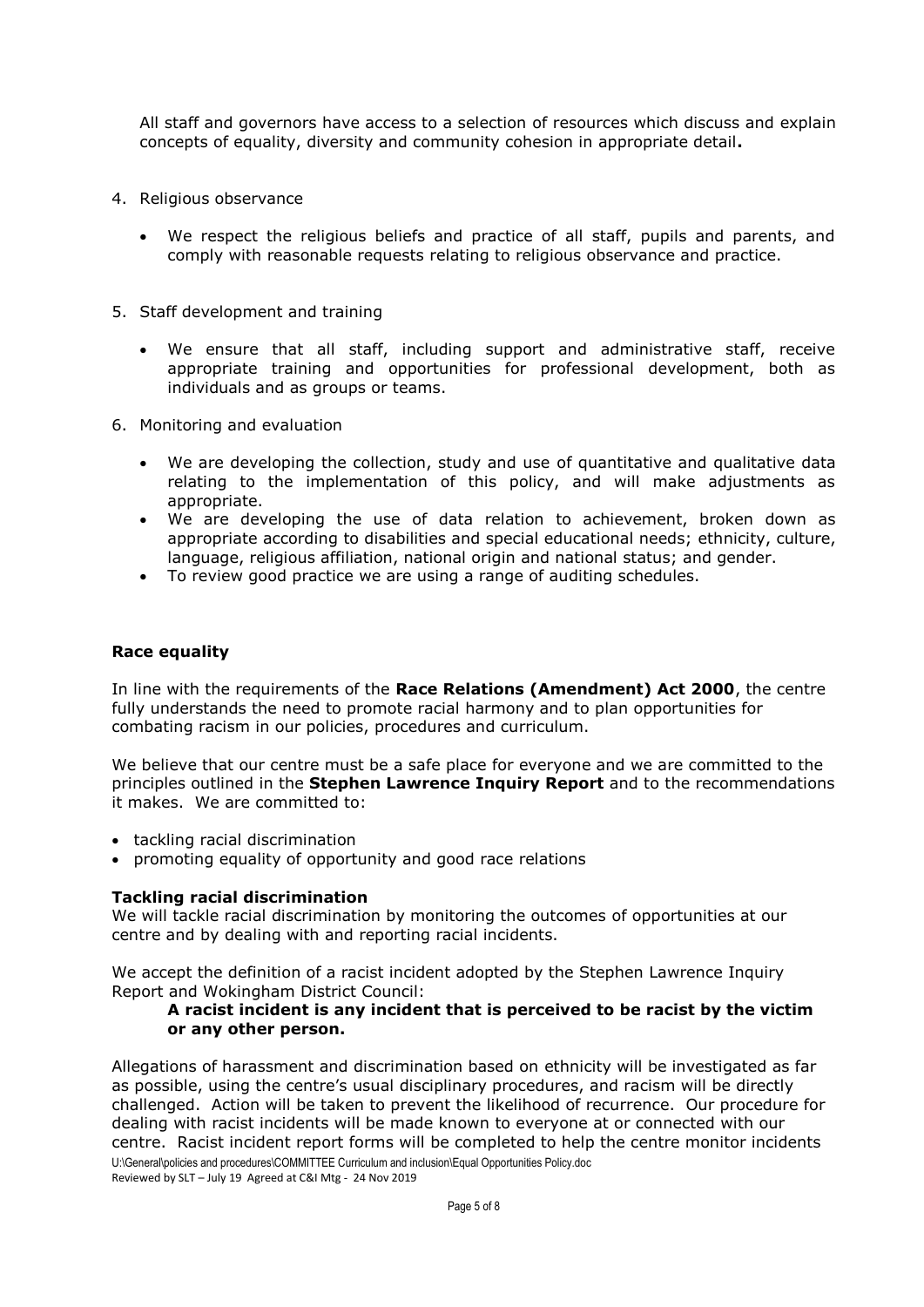All staff and governors have access to a selection of resources which discuss and explain concepts of equality, diversity and community cohesion in appropriate detail**.**

4. Religious observance

    - We respect the religious beliefs and practice of all staff, pupils and parents, and comply with reasonable requests relating to religious observance and practice.

5. Staff development and training

    - We ensure that all staff, including support and administrative staff, receive appropriate training and opportunities for professional development, both as individuals and as groups or teams.

6. Monitoring and evaluation

    - We are developing the collection, study and use of quantitative and qualitative data relating to the implementation of this policy, and will make adjustments as appropriate.
    - We are developing the use of data relation to achievement, broken down as appropriate according to disabilities and special educational needs; ethnicity, culture, language, religious affiliation, national origin and national status; and gender.
    - To review good practice we are using a range of auditing schedules.

**Race equality**

In line with the requirements of the **Race Relations (Amendment) Act 2000**, the centre fully understands the need to promote racial harmony and to plan opportunities for combating racism in our policies, procedures and curriculum.

We believe that our centre must be a safe place for everyone and we are committed to the principles outlined in the **Stephen Lawrence Inquiry Report** and to the recommendations it makes. We are committed to:

- tackling racial discrimination
- promoting equality of opportunity and good race relations

**Tackling racial discrimination**

We will tackle racial discrimination by monitoring the outcomes of opportunities at our centre and by dealing with and reporting racial incidents.

We accept the definition of a racist incident adopted by the Stephen Lawrence Inquiry Report and Wokingham District Council:

> **A racist incident is any incident that is perceived to be racist by the victim or any other person.**

Allegations of harassment and discrimination based on ethnicity will be investigated as far as possible, using the centre's usual disciplinary procedures, and racism will be directly challenged. Action will be taken to prevent the likelihood of recurrence. Our procedure for dealing with racist incidents will be made known to everyone at or connected with our centre. Racist incident report forms will be completed to help the centre monitor incidents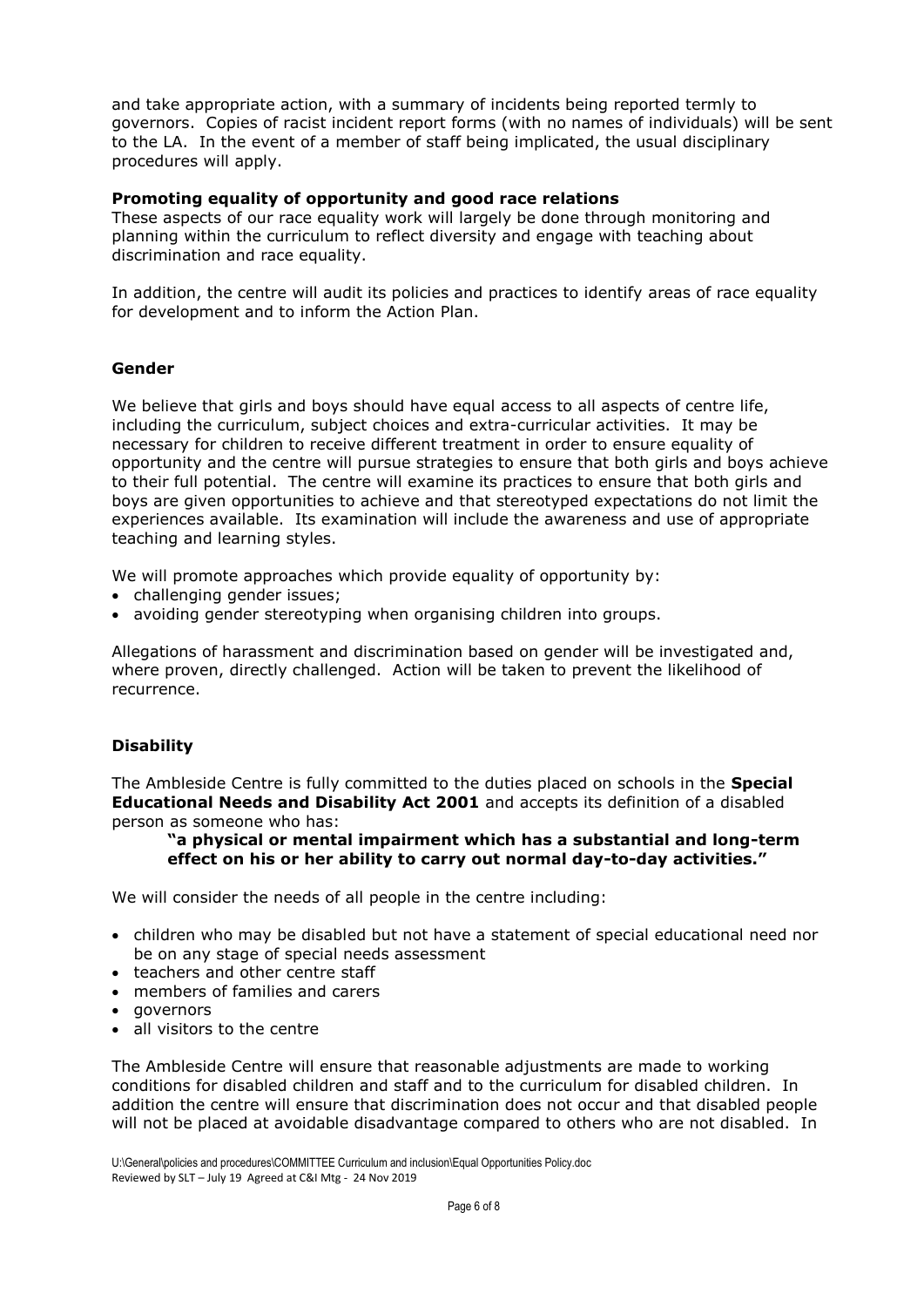and take appropriate action, with a summary of incidents being reported termly to governors. Copies of racist incident report forms (with no names of individuals) will be sent to the LA. In the event of a member of staff being implicated, the usual disciplinary procedures will apply.

**Promoting equality of opportunity and good race relations**
These aspects of our race equality work will largely be done through monitoring and planning within the curriculum to reflect diversity and engage with teaching about discrimination and race equality.

In addition, the centre will audit its policies and practices to identify areas of race equality for development and to inform the Action Plan.

### Gender

We believe that girls and boys should have equal access to all aspects of centre life, including the curriculum, subject choices and extra-curricular activities. It may be necessary for children to receive different treatment in order to ensure equality of opportunity and the centre will pursue strategies to ensure that both girls and boys achieve to their full potential. The centre will examine its practices to ensure that both girls and boys are given opportunities to achieve and that stereotyped expectations do not limit the experiences available. Its examination will include the awareness and use of appropriate teaching and learning styles.

We will promote approaches which provide equality of opportunity by:

- challenging gender issues;
- avoiding gender stereotyping when organising children into groups.

Allegations of harassment and discrimination based on gender will be investigated and, where proven, directly challenged. Action will be taken to prevent the likelihood of recurrence.

### Disability

The Ambleside Centre is fully committed to the duties placed on schools in the **Special Educational Needs and Disability Act 2001** and accepts its definition of a disabled person as someone who has:

> **"a physical or mental impairment which has a substantial and long-term effect on his or her ability to carry out normal day-to-day activities."**

We will consider the needs of all people in the centre including:

- children who may be disabled but not have a statement of special educational need nor be on any stage of special needs assessment
- teachers and other centre staff
- members of families and carers
- governors
- all visitors to the centre

The Ambleside Centre will ensure that reasonable adjustments are made to working conditions for disabled children and staff and to the curriculum for disabled children. In addition the centre will ensure that discrimination does not occur and that disabled people will not be placed at avoidable disadvantage compared to others who are not disabled. In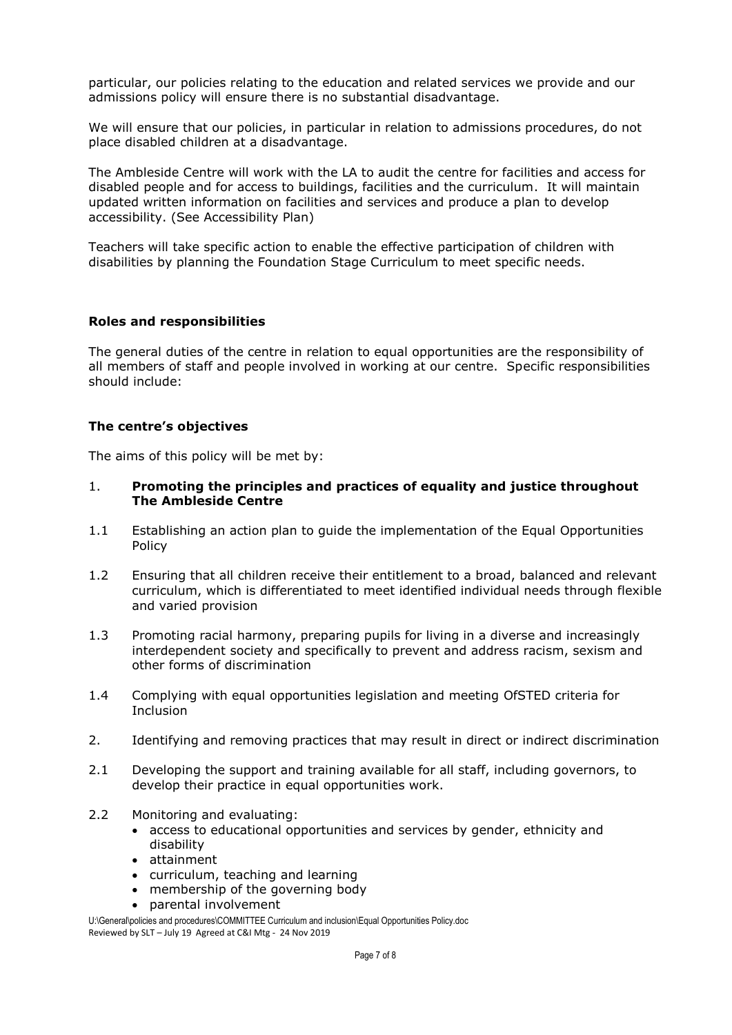particular, our policies relating to the education and related services we provide and our admissions policy will ensure there is no substantial disadvantage.

We will ensure that our policies, in particular in relation to admissions procedures, do not place disabled children at a disadvantage.

The Ambleside Centre will work with the LA to audit the centre for facilities and access for disabled people and for access to buildings, facilities and the curriculum. It will maintain updated written information on facilities and services and produce a plan to develop accessibility. (See Accessibility Plan)

Teachers will take specific action to enable the effective participation of children with disabilities by planning the Foundation Stage Curriculum to meet specific needs.

**Roles and responsibilities**

The general duties of the centre in relation to equal opportunities are the responsibility of all members of staff and people involved in working at our centre. Specific responsibilities should include:

**The centre's objectives**

The aims of this policy will be met by:

1. **Promoting the principles and practices of equality and justice throughout The Ambleside Centre**

1.1 Establishing an action plan to guide the implementation of the Equal Opportunities Policy

1.2 Ensuring that all children receive their entitlement to a broad, balanced and relevant curriculum, which is differentiated to meet identified individual needs through flexible and varied provision

1.3 Promoting racial harmony, preparing pupils for living in a diverse and increasingly interdependent society and specifically to prevent and address racism, sexism and other forms of discrimination

1.4 Complying with equal opportunities legislation and meeting OfSTED criteria for Inclusion

2. Identifying and removing practices that may result in direct or indirect discrimination

2.1 Developing the support and training available for all staff, including governors, to develop their practice in equal opportunities work.

2.2 Monitoring and evaluating:
- access to educational opportunities and services by gender, ethnicity and disability
- attainment
- curriculum, teaching and learning
- membership of the governing body
- parental involvement

U:\General\policies and procedures\COMMITTEE Curriculum and inclusion\Equal Opportunities Policy.doc
Reviewed by SLT – July 19 Agreed at C&I Mtg - 24 Nov 2019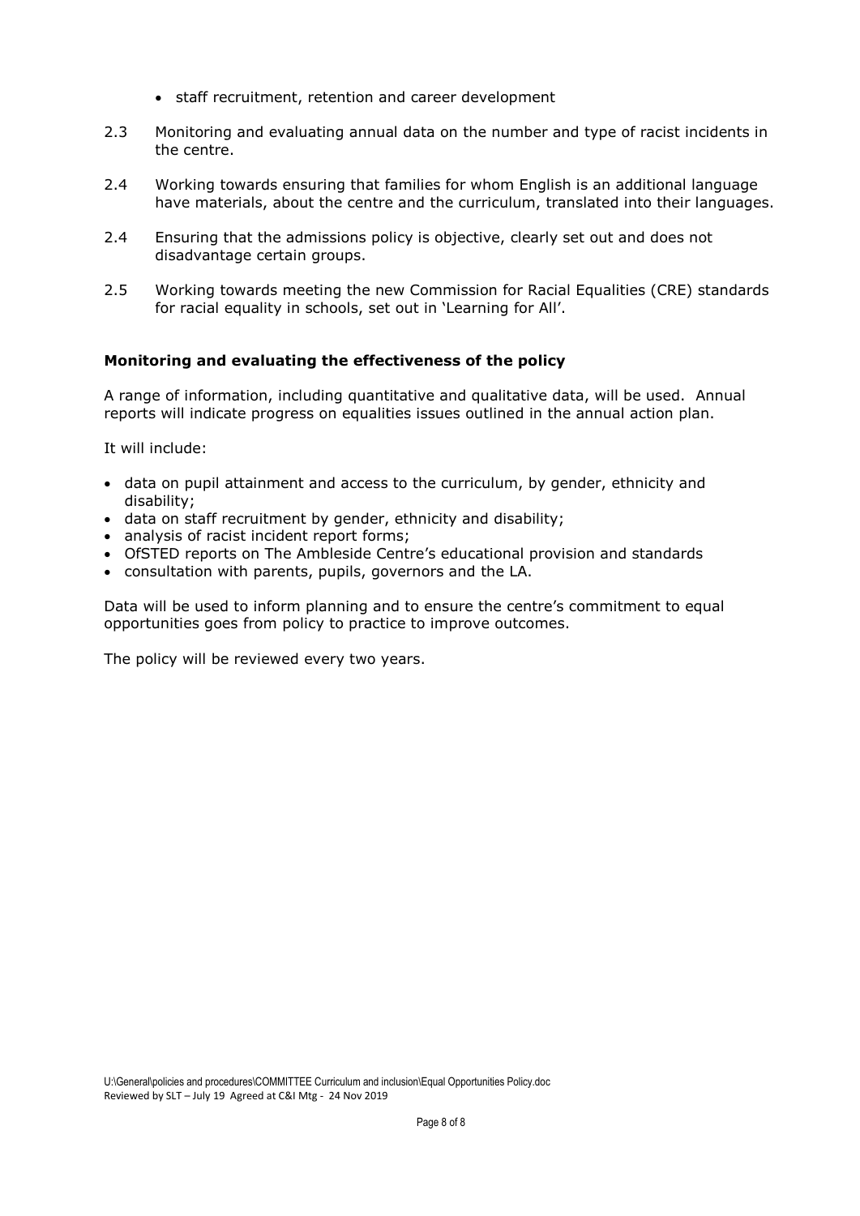- staff recruitment, retention and career development

2.3 Monitoring and evaluating annual data on the number and type of racist incidents in the centre.

2.4 Working towards ensuring that families for whom English is an additional language have materials, about the centre and the curriculum, translated into their languages.

2.4 Ensuring that the admissions policy is objective, clearly set out and does not disadvantage certain groups.

2.5 Working towards meeting the new Commission for Racial Equalities (CRE) standards for racial equality in schools, set out in 'Learning for All'.

**Monitoring and evaluating the effectiveness of the policy**

A range of information, including quantitative and qualitative data, will be used. Annual reports will indicate progress on equalities issues outlined in the annual action plan.

It will include:

- data on pupil attainment and access to the curriculum, by gender, ethnicity and disability;
- data on staff recruitment by gender, ethnicity and disability;
- analysis of racist incident report forms;
- OfSTED reports on The Ambleside Centre's educational provision and standards
- consultation with parents, pupils, governors and the LA.

Data will be used to inform planning and to ensure the centre's commitment to equal opportunities goes from policy to practice to improve outcomes.

The policy will be reviewed every two years.

U:\General\policies and procedures\COMMITTEE Curriculum and inclusion\Equal Opportunities Policy.doc
Reviewed by SLT – July 19 Agreed at C&I Mtg - 24 Nov 2019